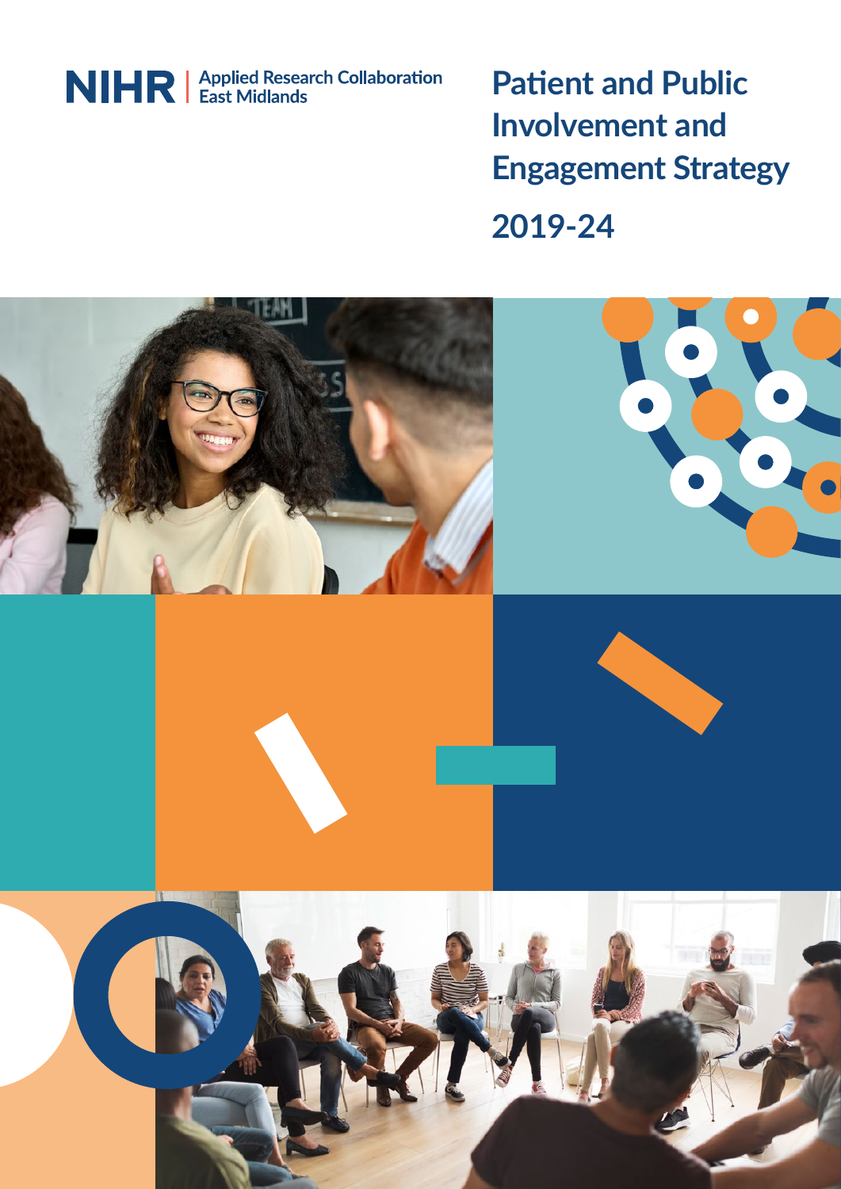NIHR | Applied Research Collaboration East Midlands

# Patient and Public Involvement and Engagement Strategy

## 2019-24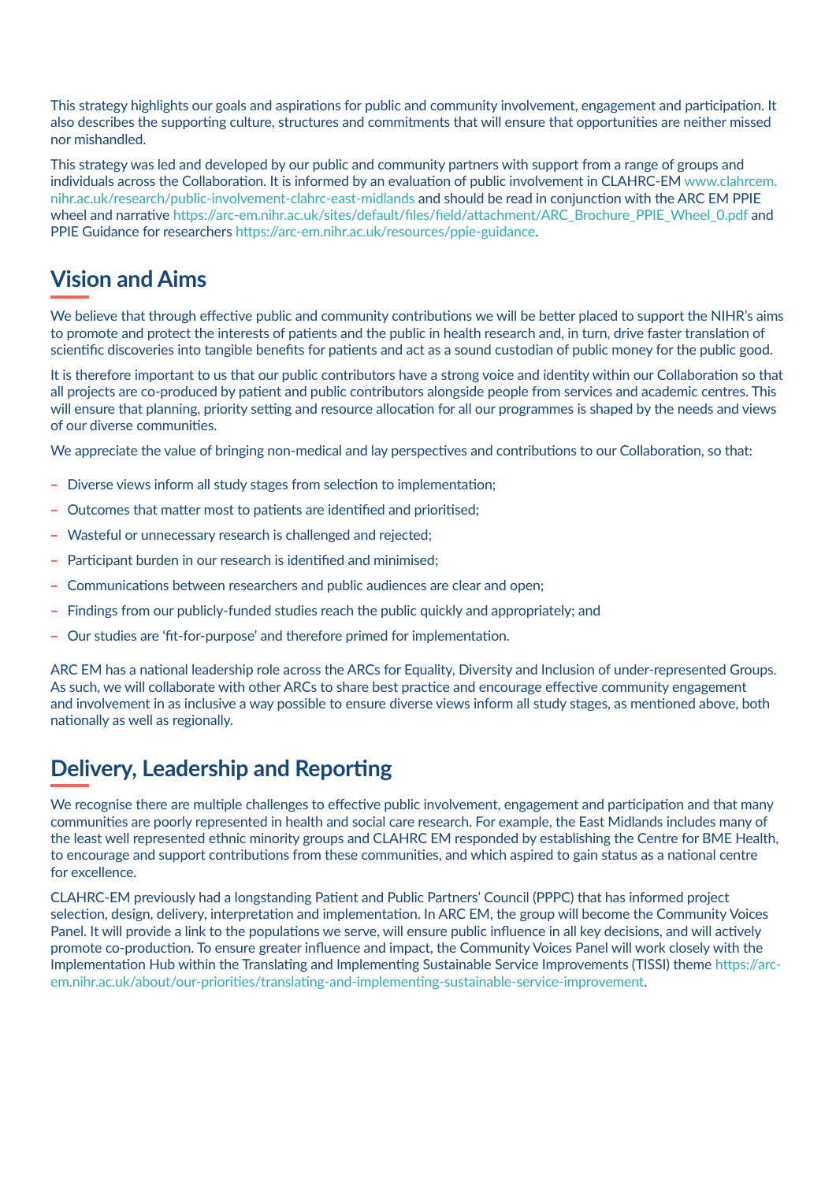This strategy highlights our goals and aspirations for public and community involvement, engagement and participation. It also describes the supporting culture, structures and commitments that will ensure that opportunities are neither missed nor mishandled.

This strategy was led and developed by our public and community partners with support from a range of groups and individuals across the Collaboration. It is informed by an evaluation of public involvement in CLAHRC-EM www.clahrcem.nihr.ac.uk/research/public-involvement-clahrc-east-midlands and should be read in conjunction with the ARC EM PPIE wheel and narrative https://arc-em.nihr.ac.uk/sites/default/files/field/attachment/ARC_Brochure_PPIE_Wheel_0.pdf and PPIE Guidance for researchers https://arc-em.nihr.ac.uk/resources/ppie-guidance.

## Vision and Aims

We believe that through effective public and community contributions we will be better placed to support the NIHR's aims to promote and protect the interests of patients and the public in health research and, in turn, drive faster translation of scientific discoveries into tangible benefits for patients and act as a sound custodian of public money for the public good.

It is therefore important to us that our public contributors have a strong voice and identity within our Collaboration so that all projects are co-produced by patient and public contributors alongside people from services and academic centres. This will ensure that planning, priority setting and resource allocation for all our programmes is shaped by the needs and views of our diverse communities.

We appreciate the value of bringing non-medical and lay perspectives and contributions to our Collaboration, so that:

- Diverse views inform all study stages from selection to implementation;
- Outcomes that matter most to patients are identified and prioritised;
- Wasteful or unnecessary research is challenged and rejected;
- Participant burden in our research is identified and minimised;
- Communications between researchers and public audiences are clear and open;
- Findings from our publicly-funded studies reach the public quickly and appropriately; and
- Our studies are 'fit-for-purpose' and therefore primed for implementation.

ARC EM has a national leadership role across the ARCs for Equality, Diversity and Inclusion of under-represented Groups. As such, we will collaborate with other ARCs to share best practice and encourage effective community engagement and involvement in as inclusive a way possible to ensure diverse views inform all study stages, as mentioned above, both nationally as well as regionally.

## Delivery, Leadership and Reporting

We recognise there are multiple challenges to effective public involvement, engagement and participation and that many communities are poorly represented in health and social care research. For example, the East Midlands includes many of the least well represented ethnic minority groups and CLAHRC EM responded by establishing the Centre for BME Health, to encourage and support contributions from these communities, and which aspired to gain status as a national centre for excellence.

CLAHRC-EM previously had a longstanding Patient and Public Partners' Council (PPPC) that has informed project selection, design, delivery, interpretation and implementation. In ARC EM, the group will become the Community Voices Panel. It will provide a link to the populations we serve, will ensure public influence in all key decisions, and will actively promote co-production. To ensure greater influence and impact, the Community Voices Panel will work closely with the Implementation Hub within the Translating and Implementing Sustainable Service Improvements (TISSI) theme https://arc-em.nihr.ac.uk/about/our-priorities/translating-and-implementing-sustainable-service-improvement.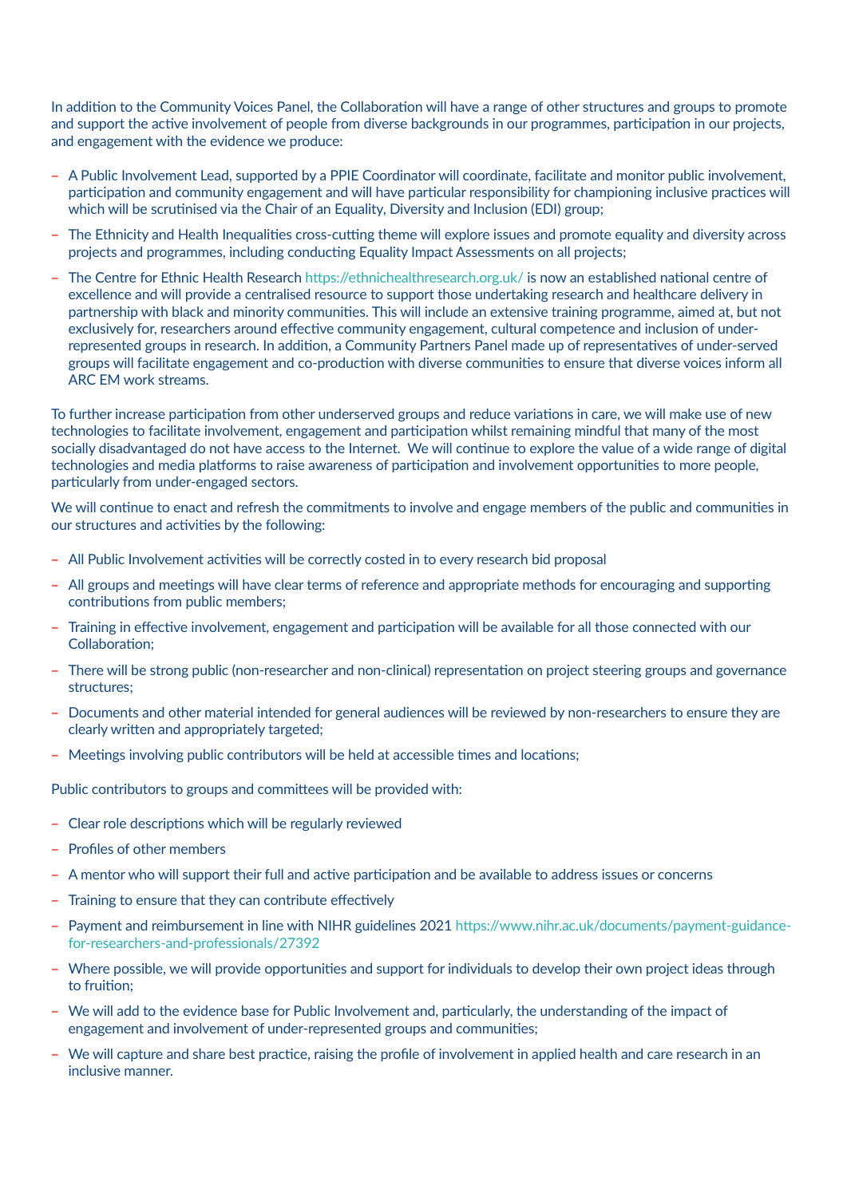In addition to the Community Voices Panel, the Collaboration will have a range of other structures and groups to promote and support the active involvement of people from diverse backgrounds in our programmes, participation in our projects, and engagement with the evidence we produce:

- A Public Involvement Lead, supported by a PPIE Coordinator will coordinate, facilitate and monitor public involvement, participation and community engagement and will have particular responsibility for championing inclusive practices will which will be scrutinised via the Chair of an Equality, Diversity and Inclusion (EDI) group;
- The Ethnicity and Health Inequalities cross-cutting theme will explore issues and promote equality and diversity across projects and programmes, including conducting Equality Impact Assessments on all projects;
- The Centre for Ethnic Health Research https://ethnichealthresearch.org.uk/ is now an established national centre of excellence and will provide a centralised resource to support those undertaking research and healthcare delivery in partnership with black and minority communities. This will include an extensive training programme, aimed at, but not exclusively for, researchers around effective community engagement, cultural competence and inclusion of under-represented groups in research. In addition, a Community Partners Panel made up of representatives of under-served groups will facilitate engagement and co-production with diverse communities to ensure that diverse voices inform all ARC EM work streams.

To further increase participation from other underserved groups and reduce variations in care, we will make use of new technologies to facilitate involvement, engagement and participation whilst remaining mindful that many of the most socially disadvantaged do not have access to the Internet. We will continue to explore the value of a wide range of digital technologies and media platforms to raise awareness of participation and involvement opportunities to more people, particularly from under-engaged sectors.

We will continue to enact and refresh the commitments to involve and engage members of the public and communities in our structures and activities by the following:

- All Public Involvement activities will be correctly costed in to every research bid proposal
- All groups and meetings will have clear terms of reference and appropriate methods for encouraging and supporting contributions from public members;
- Training in effective involvement, engagement and participation will be available for all those connected with our Collaboration;
- There will be strong public (non-researcher and non-clinical) representation on project steering groups and governance structures;
- Documents and other material intended for general audiences will be reviewed by non-researchers to ensure they are clearly written and appropriately targeted;
- Meetings involving public contributors will be held at accessible times and locations;

Public contributors to groups and committees will be provided with:

- Clear role descriptions which will be regularly reviewed
- Profiles of other members
- A mentor who will support their full and active participation and be available to address issues or concerns
- Training to ensure that they can contribute effectively
- Payment and reimbursement in line with NIHR guidelines 2021 https://www.nihr.ac.uk/documents/payment-guidance-for-researchers-and-professionals/27392
- Where possible, we will provide opportunities and support for individuals to develop their own project ideas through to fruition;
- We will add to the evidence base for Public Involvement and, particularly, the understanding of the impact of engagement and involvement of under-represented groups and communities;
- We will capture and share best practice, raising the profile of involvement in applied health and care research in an inclusive manner.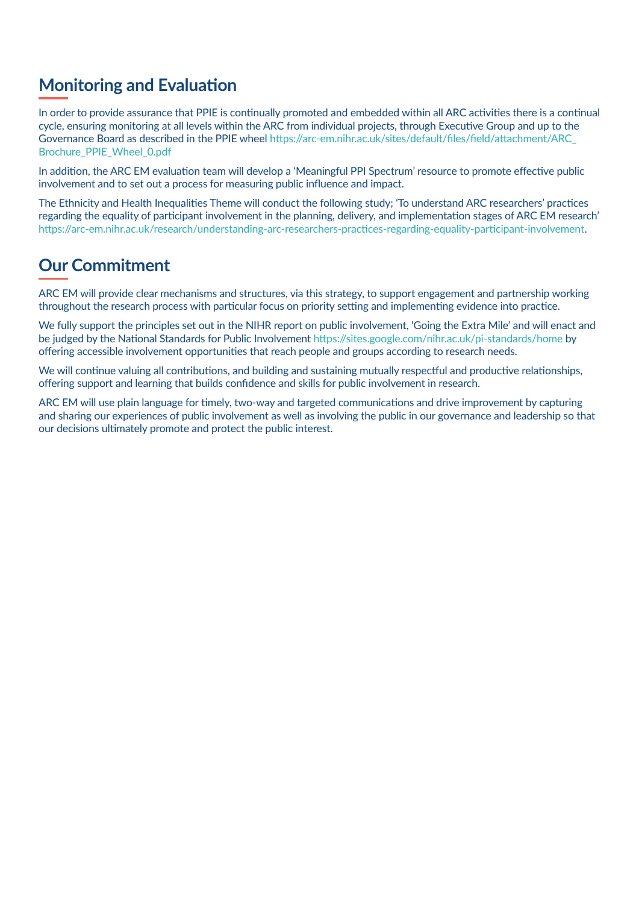## Monitoring and Evaluation

In order to provide assurance that PPIE is continually promoted and embedded within all ARC activities there is a continual cycle, ensuring monitoring at all levels within the ARC from individual projects, through Executive Group and up to the Governance Board as described in the PPIE wheel https://arc-em.nihr.ac.uk/sites/default/files/field/attachment/ARC_Brochure_PPIE_Wheel_0.pdf

In addition, the ARC EM evaluation team will develop a 'Meaningful PPI Spectrum' resource to promote effective public involvement and to set out a process for measuring public influence and impact.

The Ethnicity and Health Inequalities Theme will conduct the following study; 'To understand ARC researchers' practices regarding the equality of participant involvement in the planning, delivery, and implementation stages of ARC EM research' https://arc-em.nihr.ac.uk/research/understanding-arc-researchers-practices-regarding-equality-participant-involvement.

## Our Commitment

ARC EM will provide clear mechanisms and structures, via this strategy, to support engagement and partnership working throughout the research process with particular focus on priority setting and implementing evidence into practice.

We fully support the principles set out in the NIHR report on public involvement, 'Going the Extra Mile' and will enact and be judged by the National Standards for Public Involvement https://sites.google.com/nihr.ac.uk/pi-standards/home by offering accessible involvement opportunities that reach people and groups according to research needs.

We will continue valuing all contributions, and building and sustaining mutually respectful and productive relationships, offering support and learning that builds confidence and skills for public involvement in research.

ARC EM will use plain language for timely, two-way and targeted communications and drive improvement by capturing and sharing our experiences of public involvement as well as involving the public in our governance and leadership so that our decisions ultimately promote and protect the public interest.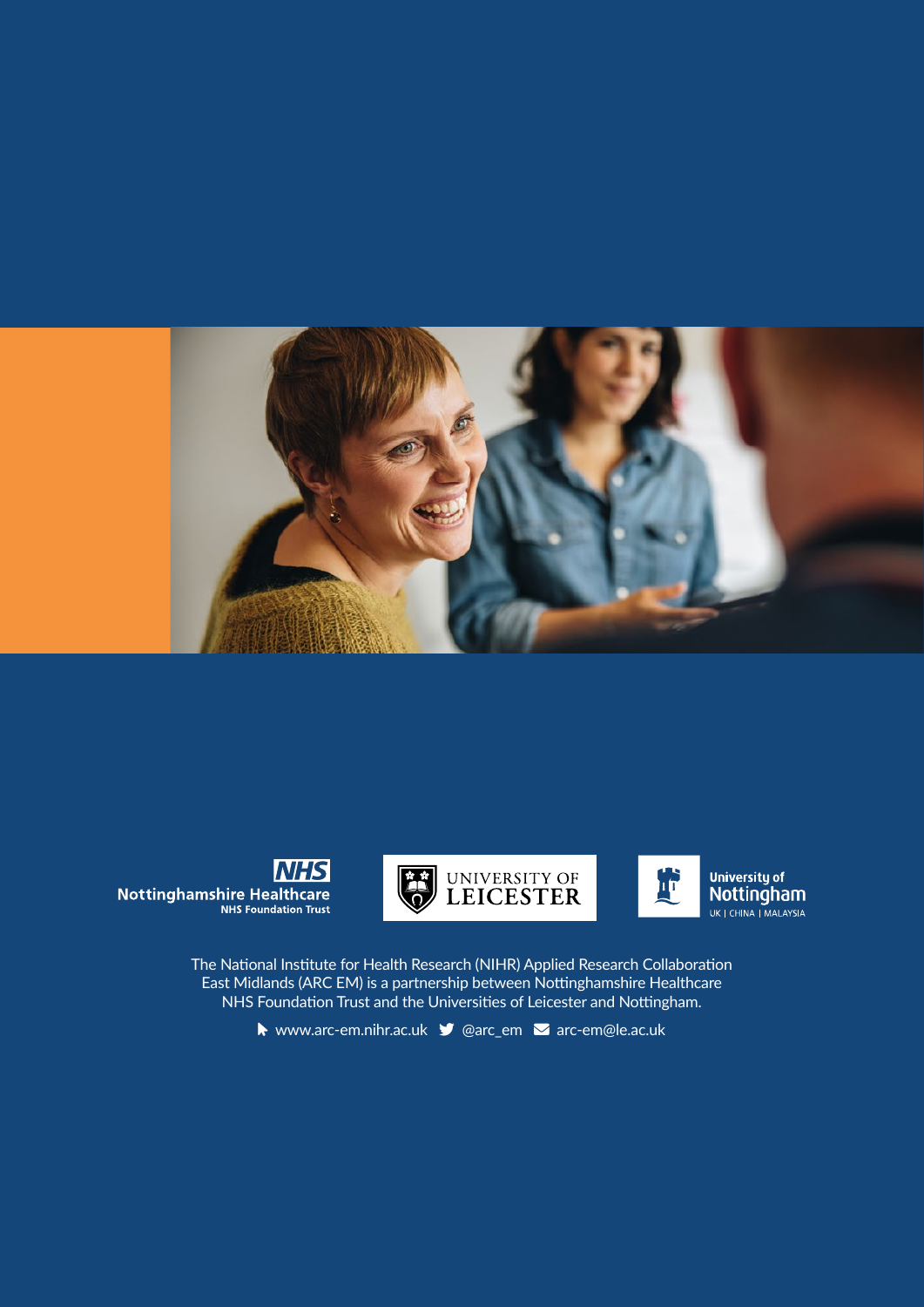NHS
Nottinghamshire Healthcare
NHS Foundation Trust

UNIVERSITY OF
LEICESTER

University of
Nottingham
UK | CHINA | MALAYSIA

The National Institute for Health Research (NIHR) Applied Research Collaboration East Midlands (ARC EM) is a partnership between Nottinghamshire Healthcare NHS Foundation Trust and the Universities of Leicester and Nottingham.

www.arc-em.nihr.ac.uk @arc_em arc-em@le.ac.uk